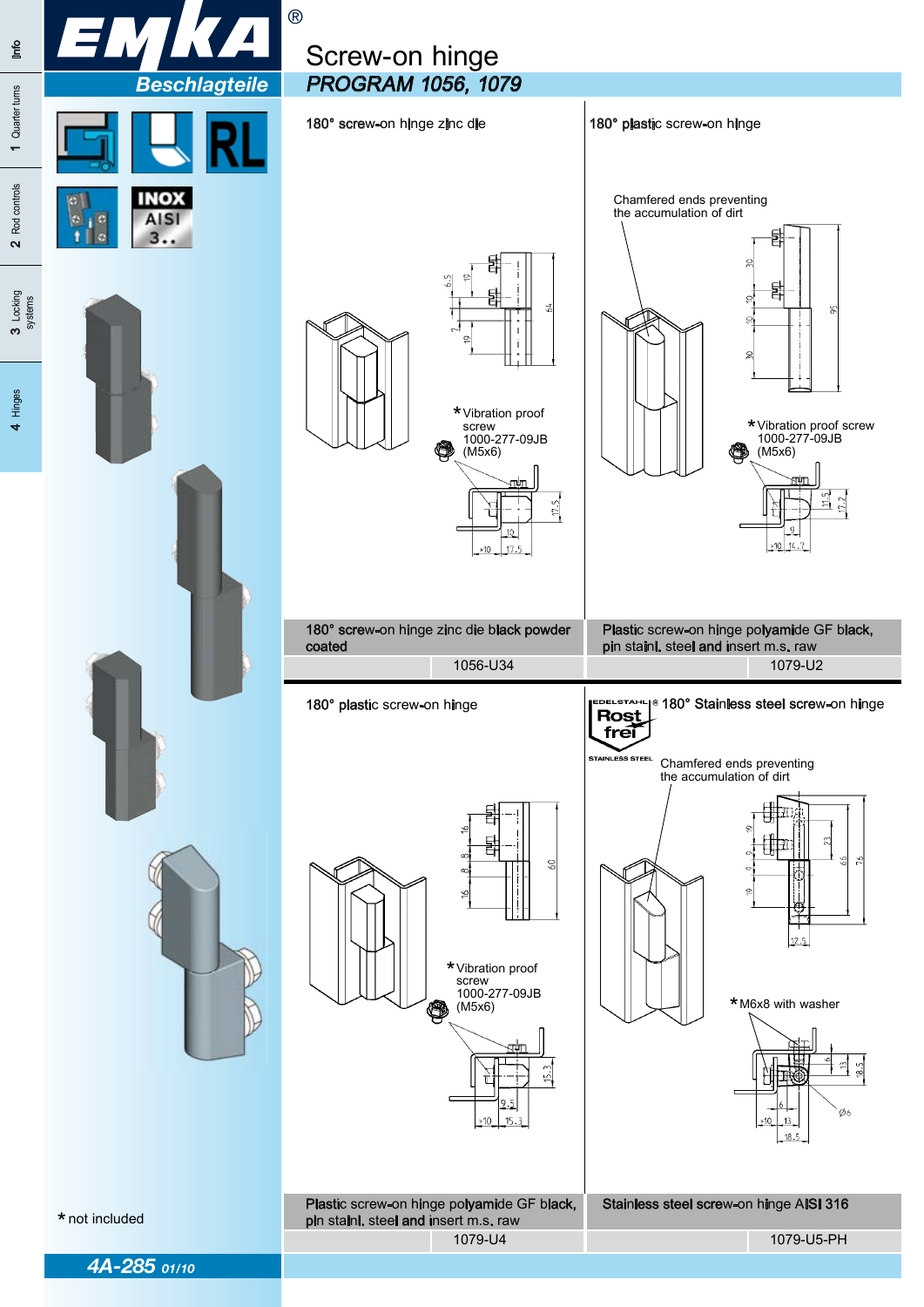# Screw-on hinge

## PROGRAM 1056, 1079

### 180° screw-on hinge zinc die

*Vibration proof screw 1000-277-09JB (M5x6)

| 180° screw-on hinge zinc die black powder coated | |
|---|---|
| | 1056-U34 |

### 180° plastic screw-on hinge

Chamfered ends preventing the accumulation of dirt

*Vibration proof screw 1000-277-09JB (M5x6)

| Plastic screw-on hinge polyamide GF black, pin stainl. steel and insert m.s. raw | |
|---|---|
| | 1079-U2 |

### 180° plastic screw-on hinge

*Vibration proof screw 1000-277-09JB (M5x6)

| Plastic screw-on hinge polyamide GF black, pin stainl. steel and insert m.s. raw | |
|---|---|
| | 1079-U4 |

### 180° Stainless steel screw-on hinge

Chamfered ends preventing the accumulation of dirt

*M6x8 with washer

| Stainless steel screw-on hinge AISI 316 | |
|---|---|
| | 1079-U5-PH |

* not included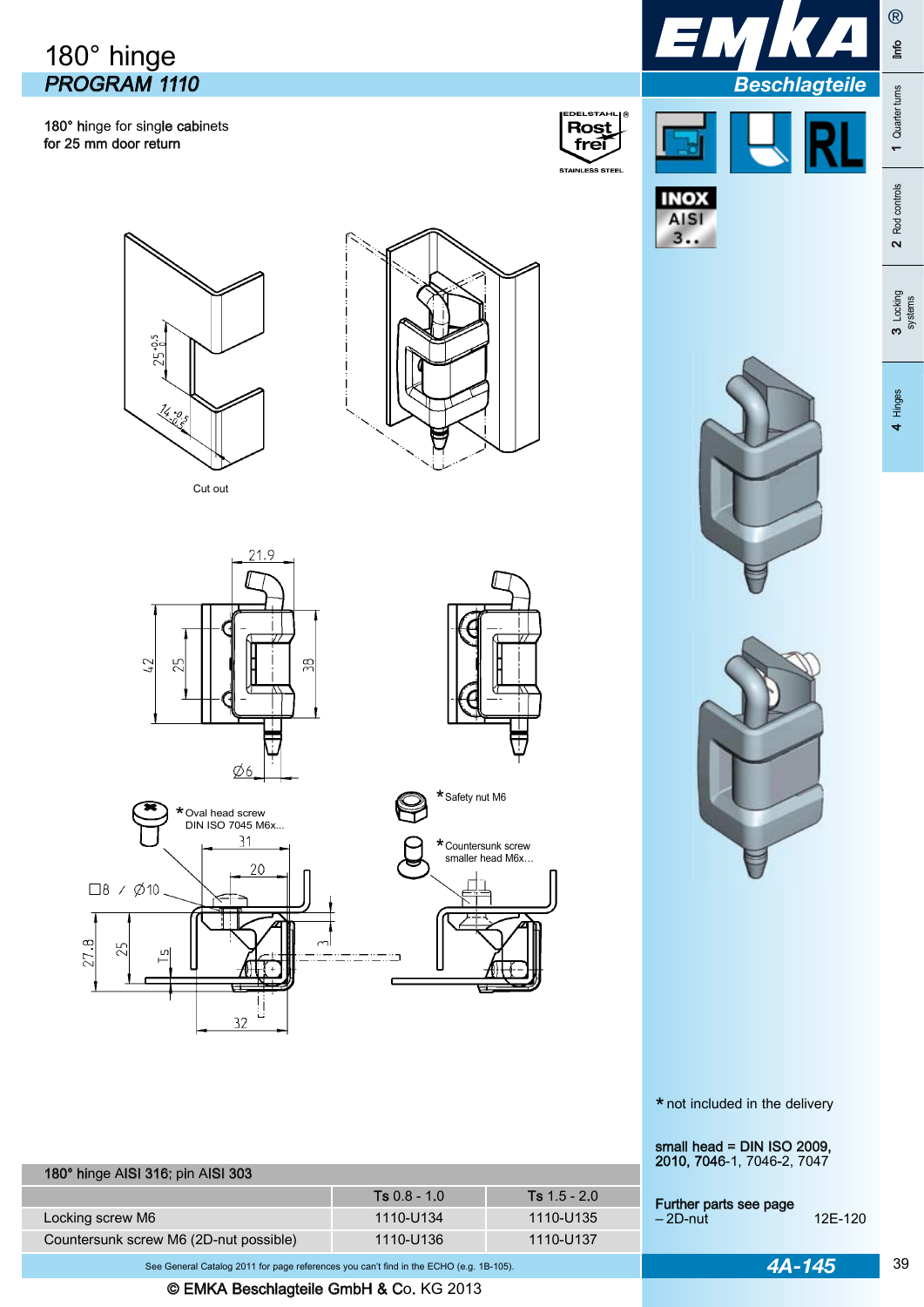# 180° hinge

## *PROGRAM 1110*

180° hinge for single cabinets
for 25 mm door return

Cut out

\* Oval head screw
DIN ISO 7045 M6x...

\* Safety nut M6

\* Countersunk screw
smaller head M6x...

\* not included in the delivery

small head = DIN ISO 2009, 2010, 7046-1, 7046-2, 7047

Further parts see page
– 2D-nut 12E-120

| 180° hinge AISI 316; pin AISI 303 | | |
|---|---|---|
| | Ts 0.8 - 1.0 | Ts 1.5 - 2.0 |
| Locking screw M6 | 1110-U134 | 1110-U135 |
| Countersunk screw M6 (2D-nut possible) | 1110-U136 | 1110-U137 |

See General Catalog 2011 for page references you can't find in the ECHO (e.g. 1B-105).

© EMKA Beschlagteile GmbH & Co. KG 2013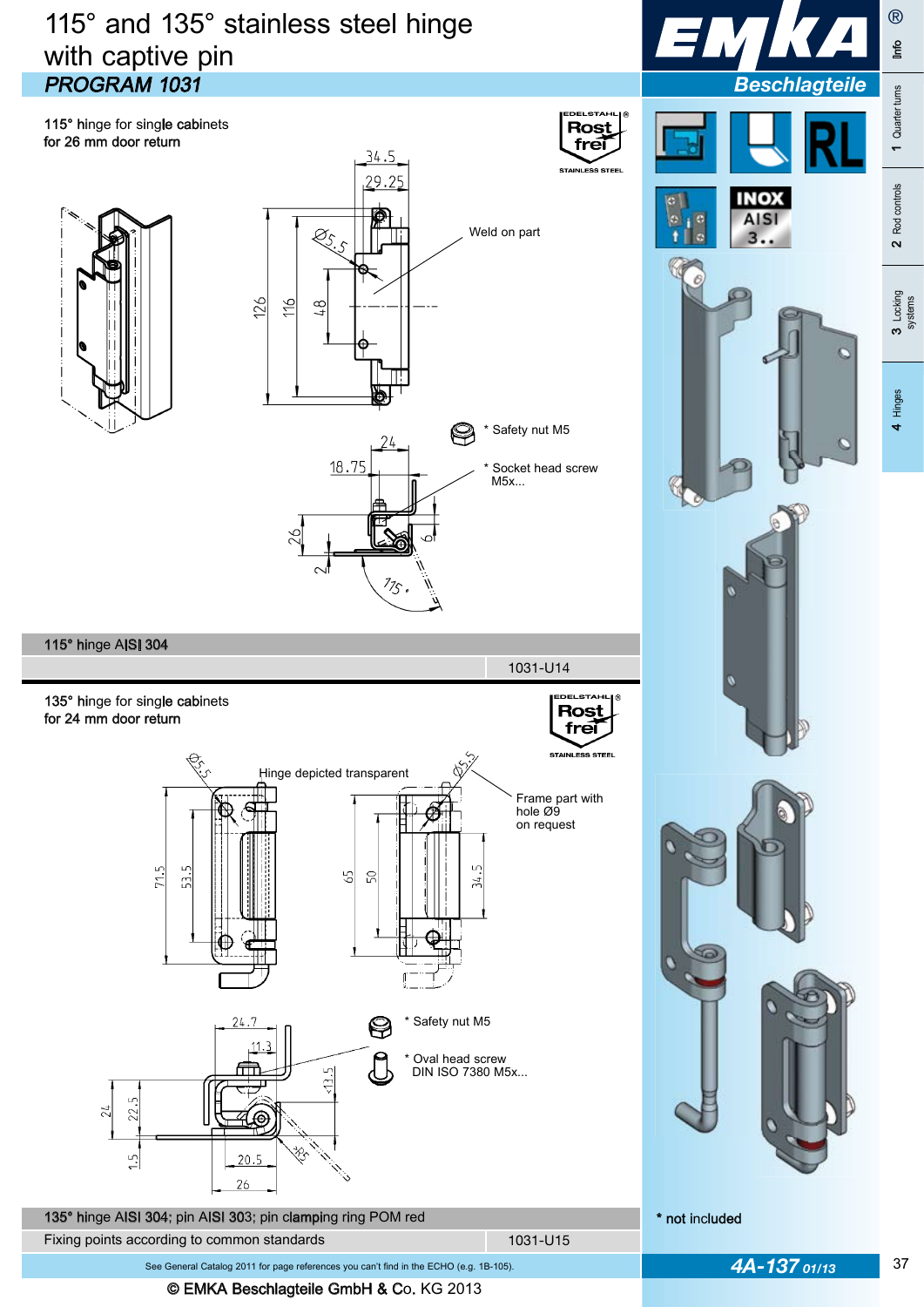# 115° and 135° stainless steel hinge with captive pin

## PROGRAM 1031

EMKA Beschlagteile

### 115° hinge for single cabinets for 26 mm door return

Rost frei — EDELSTAHL STAINLESS STEEL

34.5
29.25
Ø5.5
Weld on part
126
116
48

* Safety nut M5

* Socket head screw M5x...

24
18.75
26
2
6
115°

| 115° hinge AISI 304 | |
|---|---|
| | 1031-U14 |

### 135° hinge for single cabinets for 24 mm door return

Rost frei — EDELSTAHL STAINLESS STEEL

Ø5.5
Hinge depicted transparent
Ø5.5
Frame part with hole Ø9 on request
71.5
53.5
65
50
34.5

24.7
11.3
13.5
24
22.5
1.5
20.5
26
135°

* Safety nut M5

* Oval head screw DIN ISO 7380 M5x...

| 135° hinge AISI 304; pin AISI 303; pin clamping ring POM red | |
|---|---|
| Fixing points according to common standards | 1031-U15 |

* not included

See General Catalog 2011 for page references you can't find in the ECHO (e.g. 1B-105).

© EMKA Beschlagteile GmbH & Co. KG 2013

4A-137 01/13